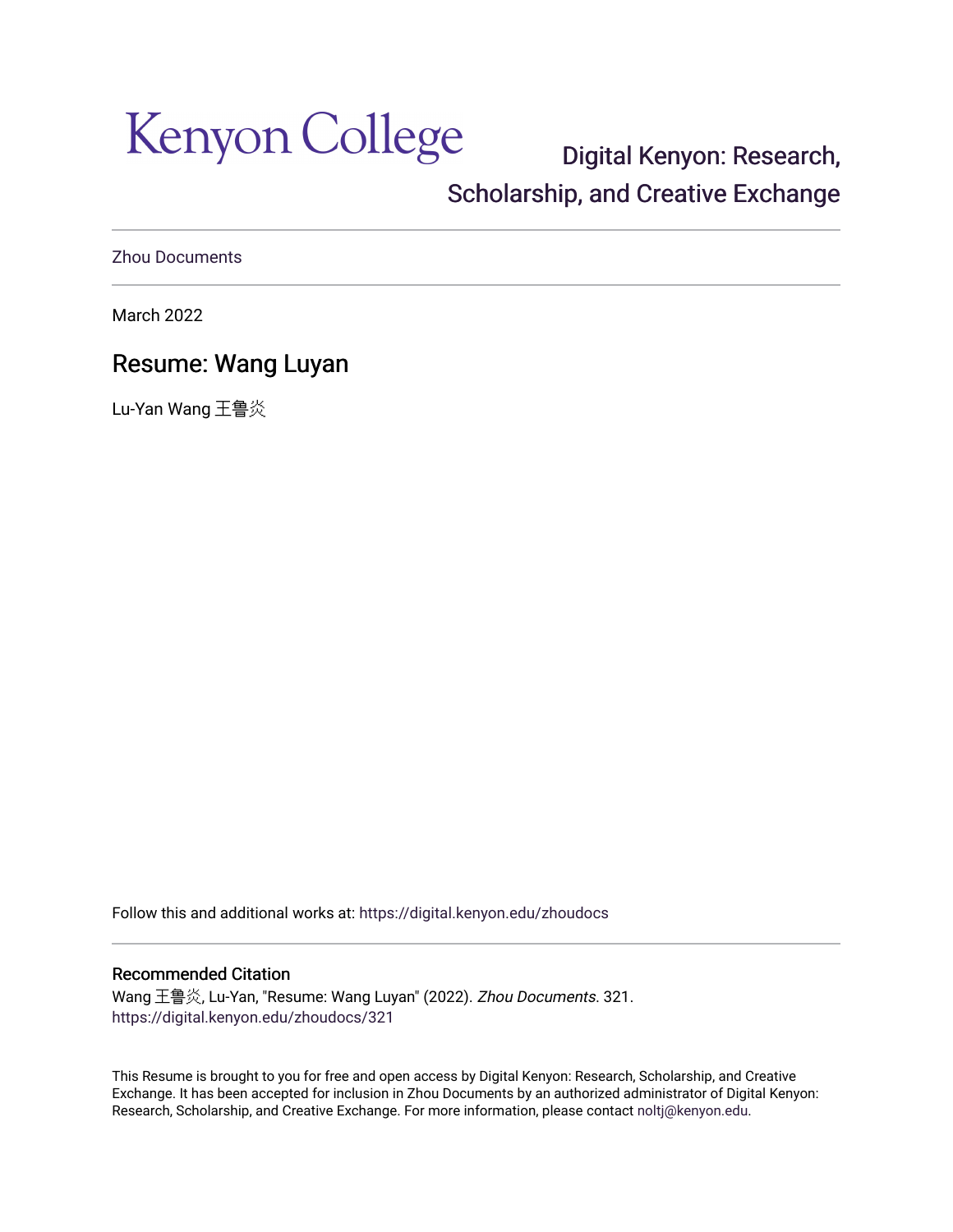Kenyon College

Digital Kenyon: Research, Scholarship, and Creative Exchange

Zhou Documents

March 2022

# Resume: Wang Luyan

Lu-Yan Wang 王鲁炎

Follow this and additional works at: https://digital.kenyon.edu/zhoudocs

## Recommended Citation

Wang 王鲁炎, Lu-Yan, "Resume: Wang Luyan" (2022). *Zhou Documents*. 321.
https://digital.kenyon.edu/zhoudocs/321

This Resume is brought to you for free and open access by Digital Kenyon: Research, Scholarship, and Creative Exchange. It has been accepted for inclusion in Zhou Documents by an authorized administrator of Digital Kenyon: Research, Scholarship, and Creative Exchange. For more information, please contact noltj@kenyon.edu.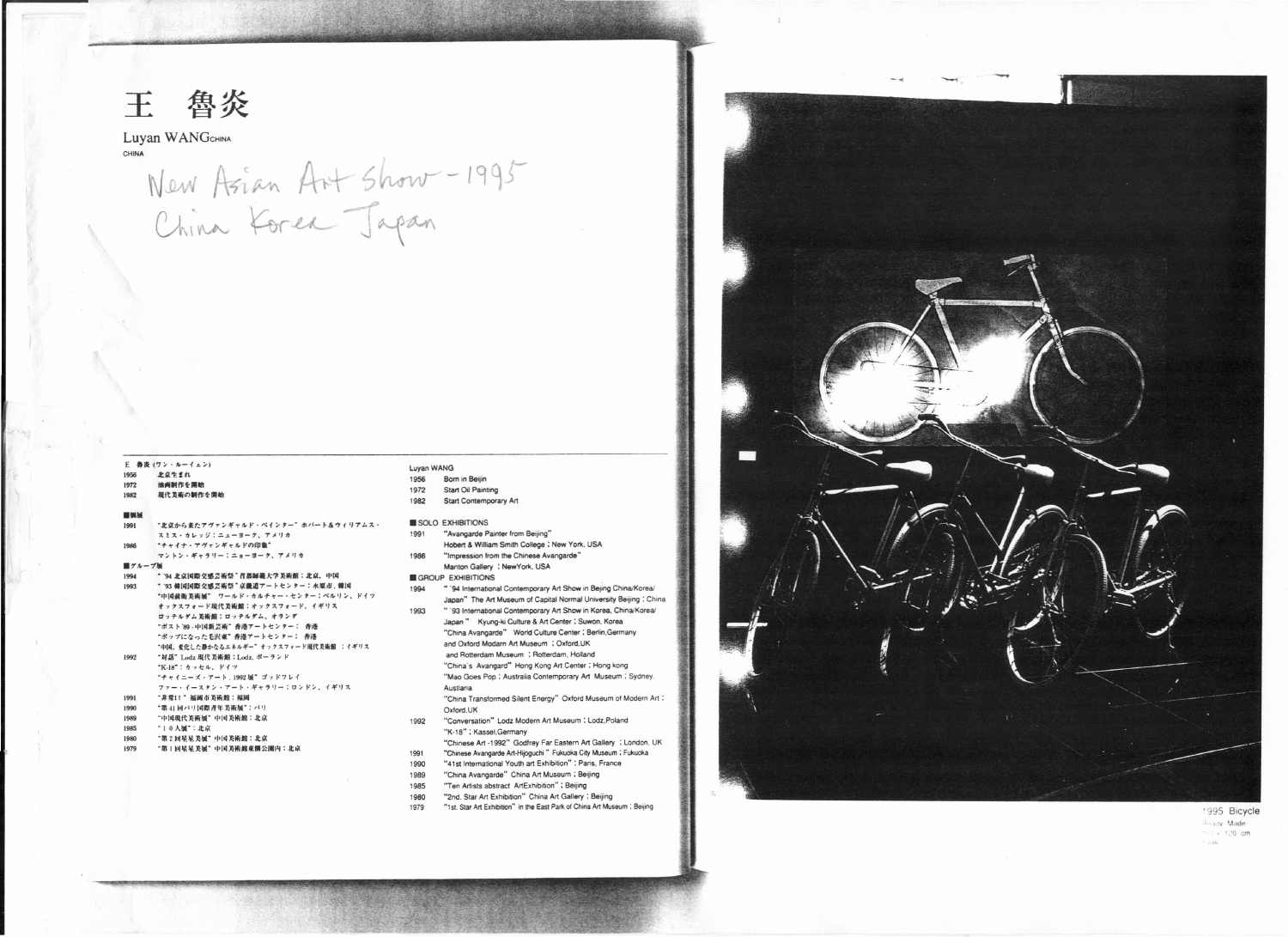# 王　魯炎

Luyan WANGCHINA

CHINA

New Asian Art Show - 1995
China Korea Japan

王　魯炎（ワン・ルーイェン）

1956　北京生まれ
1972　油画制作を開始
1982　現代美術の制作を開始

■個展

1991　"北京から来たアヴァンギャルド・ペインター" ホバート&ウィリアムス・スミス・カレッジ：ニューヨーク、アメリカ
1986　"チャイナ・アヴァンギャルドの印象" マントン・ギャラリー：ニューヨーク、アメリカ

■グループ展

1994　"'94 北京国際交感芸術祭" 首都師範大学美術館：北京、中国
1993　"'93 韓国国際交感芸術祭" 京畿道アートセンター：水原市、韓国
"中国前衛美術展" ワールド・カルチャー・センター：ベルリン、ドイツ
オックスフォード現代美術館：オックスフォード、イギリス
ロッテルダム美術館：ロッテルダム、オランダ
"ポスト'89・中国新芸術" 香港アートセンター：香港
"ポップになった毛沢東" 香港アートセンター：香港
"中国、変化した静かなるエネルギー" オックスフォード現代美術館：イギリス
1992　"対話" Lodz 現代美術館：Lodz、ポーランド
"K-18"：カッセル、ドイツ
"チャイニーズ・アート、1992展" ゴッドフレイ
ファー・イースタン・アート・ギャラリー：ロンドン、イギリス
1991　"非常口" 福岡市美術館：福岡
1990　"第41回パリ国際青年美術展"：パリ
1989　"中国現代美術展" 中国美術館：北京
1985　"10人展"：北京
1980　"第2回星星美展" 中国美術館：北京
1979　"第1回星星美展" 中国美術館東側公園内：北京

Luyan WANG

1956　Born in Beijin
1972　Start Oil Painting
1982　Start Contemporary Art

■ SOLO EXHIBITIONS

1991　"Avangarde Painter from Beijing"
Hobert & William Smith College ; New York, USA
1986　"Impression from the Chinese Avangarde"
Manton Gallery ; NewYork, USA

■ GROUP EXHIBITIONS

1994　"'94 International Contemporary Art Show in Beijng China/Korea/Japan" The Art Museum of Capital Normal University Beijing ; China
1993　"'93 International Contemporary Art Show in Korea, China/Korea/Japan" Kyung-ki Culture & Art Center ; Suwon, Korea
"China Avangarde" World Culture Center ; Berlin,Germany
and Oxford Modarn Art Museum ; Oxford,UK
and Rotterdam Museum ; Rotterdam, Holland
"China's Avangard" Hong Kong Art Center ; Hong kong
"Mao Goes Pop ; Australia Contemporary Art Museum ; Sydney, Austlaria
"China Transformed Silent Energy" Oxford Museum of Modern Art ; Oxford,UK
1992　"Conversation" Lodz Modern Art Museum ; Lodz,Poland
"K-18" ; Kassel,Germany
"Chinese Art -1992" Godfrey Far Eastern Art Gallery ; London, UK
1991　"Chinese Avangarde Art-Hijoguchi" Fukuoka City Museum ; Fukuoka
1990　"41st International Youth art Exhibition" ; Paris, France
1989　"China Avangarde" China Art Museum ; Beijing
1985　"Ten Artists abstract ArtExhibition" ; Beijing
1980　"2nd. Star Art Exhibition" China Art Gallery ; Beijing
1979　"1st. Star Art Exhibition" in the East Park of China Art Museum ; Beijing

1995 Bicycle
Ready Made
... x 120 cm